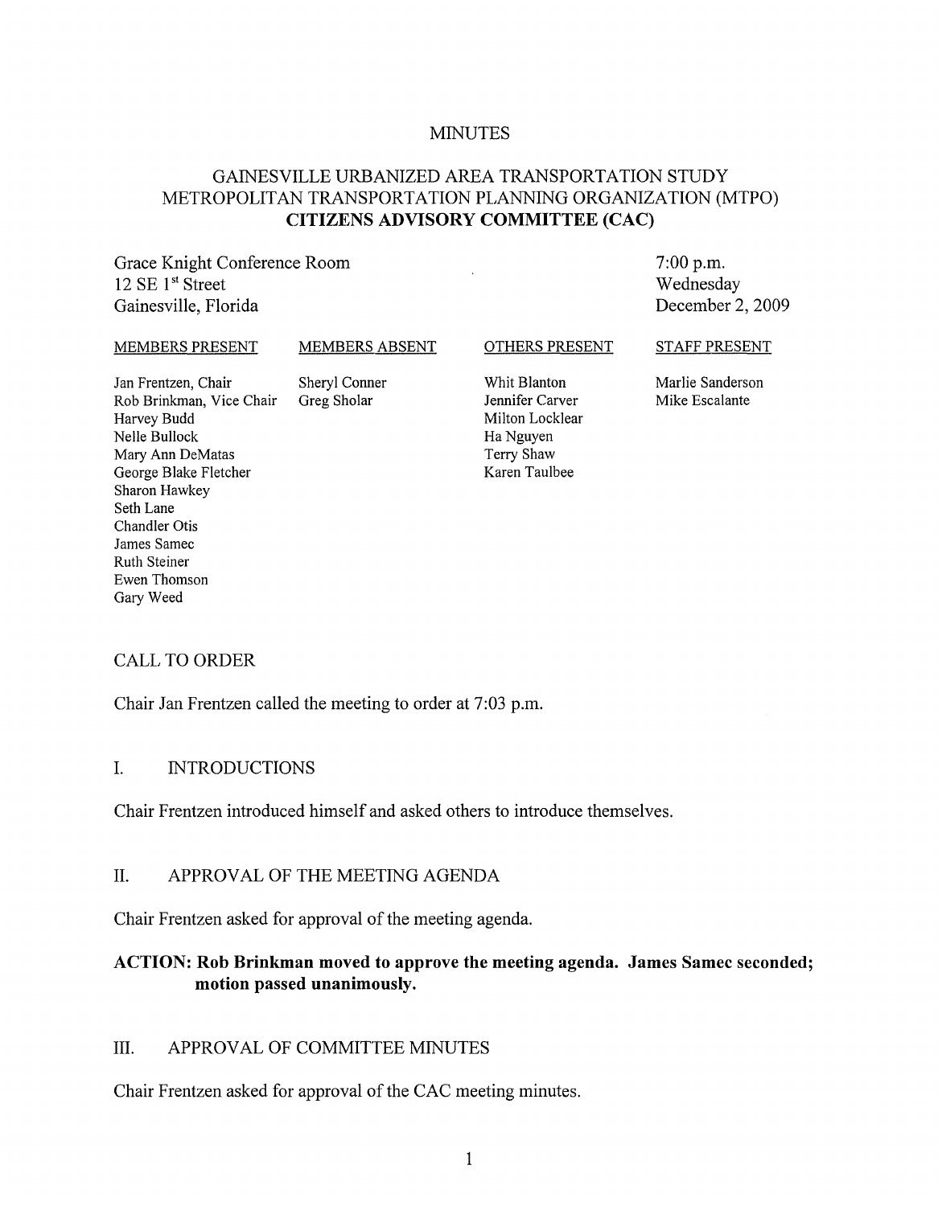MINUTES

# GAINESVILLE URBANIZED AREA TRANSPORTATION STUDY METROPOLITAN TRANSPORTATION PLANNING ORGANIZATION (MTPO) **CITIZENS ADVISORY COMMITTEE (CAC)**

Grace Knight Conference Room
12 SE 1st Street
Gainesville, Florida

7:00 p.m.
Wednesday
December 2, 2009

| MEMBERS PRESENT | MEMBERS ABSENT | OTHERS PRESENT | STAFF PRESENT |
|---|---|---|---|
| Jan Frentzen, Chair | Sheryl Conner | Whit Blanton | Marlie Sanderson |
| Rob Brinkman, Vice Chair | Greg Sholar | Jennifer Carver | Mike Escalante |
| Harvey Budd | | Milton Locklear | |
| Nelle Bullock | | Ha Nguyen | |
| Mary Ann DeMatas | | Terry Shaw | |
| George Blake Fletcher | | Karen Taulbee | |
| Sharon Hawkey | | | |
| Seth Lane | | | |
| Chandler Otis | | | |
| James Samec | | | |
| Ruth Steiner | | | |
| Ewen Thomson | | | |
| Gary Weed | | | |

## CALL TO ORDER

Chair Jan Frentzen called the meeting to order at 7:03 p.m.

## I. INTRODUCTIONS

Chair Frentzen introduced himself and asked others to introduce themselves.

## II. APPROVAL OF THE MEETING AGENDA

Chair Frentzen asked for approval of the meeting agenda.

**ACTION: Rob Brinkman moved to approve the meeting agenda. James Samec seconded; motion passed unanimously.**

## III. APPROVAL OF COMMITTEE MINUTES

Chair Frentzen asked for approval of the CAC meeting minutes.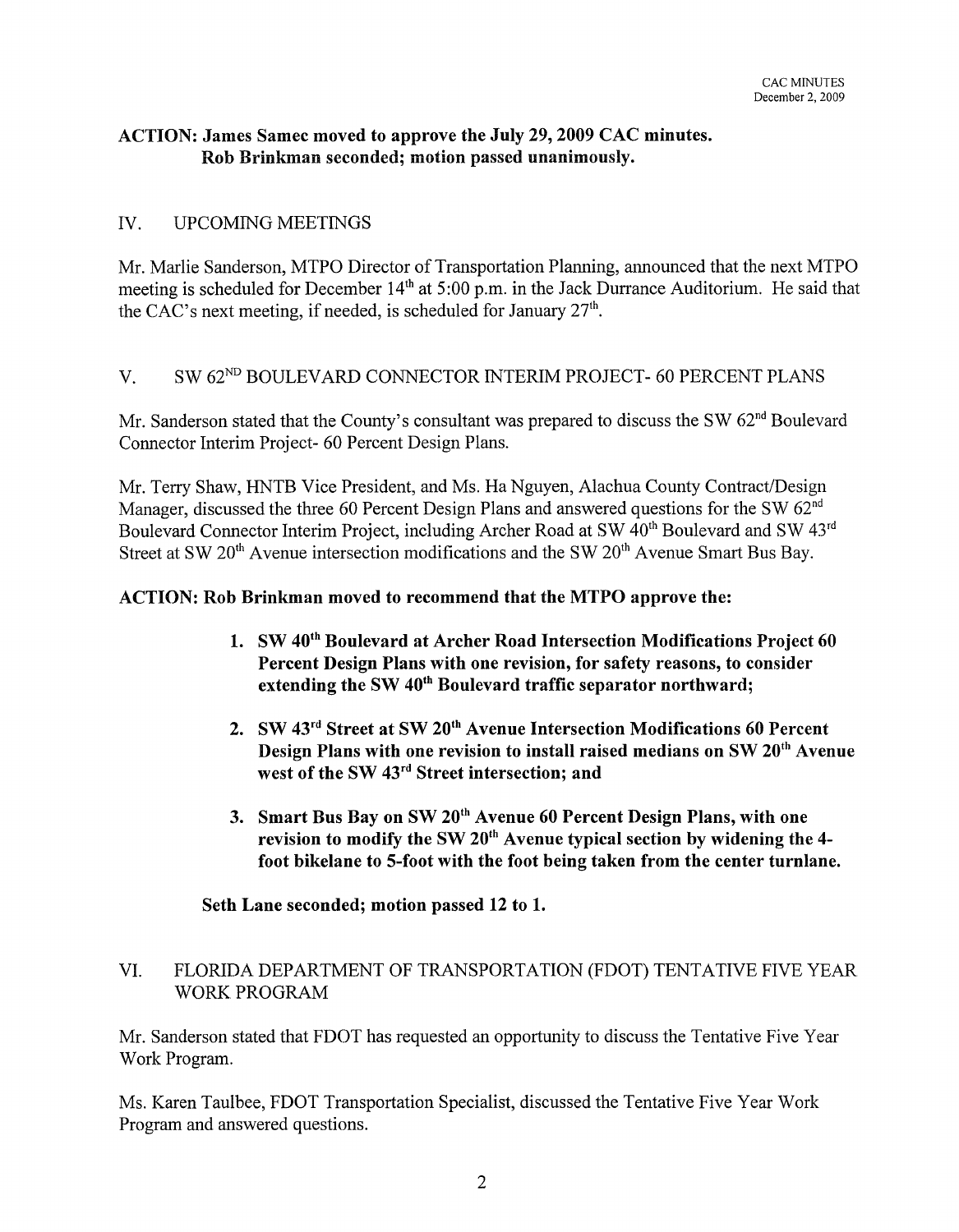**ACTION: James Samec moved to approve the July 29, 2009 CAC minutes. Rob Brinkman seconded; motion passed unanimously.**

## IV. UPCOMING MEETINGS

Mr. Marlie Sanderson, MTPO Director of Transportation Planning, announced that the next MTPO meeting is scheduled for December 14th at 5:00 p.m. in the Jack Durrance Auditorium. He said that the CAC's next meeting, if needed, is scheduled for January 27th.

## V. SW 62ND BOULEVARD CONNECTOR INTERIM PROJECT- 60 PERCENT PLANS

Mr. Sanderson stated that the County's consultant was prepared to discuss the SW 62nd Boulevard Connector Interim Project- 60 Percent Design Plans.

Mr. Terry Shaw, HNTB Vice President, and Ms. Ha Nguyen, Alachua County Contract/Design Manager, discussed the three 60 Percent Design Plans and answered questions for the SW 62nd Boulevard Connector Interim Project, including Archer Road at SW 40th Boulevard and SW 43rd Street at SW 20th Avenue intersection modifications and the SW 20th Avenue Smart Bus Bay.

**ACTION: Rob Brinkman moved to recommend that the MTPO approve the:**

1. **SW 40th Boulevard at Archer Road Intersection Modifications Project 60 Percent Design Plans with one revision, for safety reasons, to consider extending the SW 40th Boulevard traffic separator northward;**
2. **SW 43rd Street at SW 20th Avenue Intersection Modifications 60 Percent Design Plans with one revision to install raised medians on SW 20th Avenue west of the SW 43rd Street intersection; and**
3. **Smart Bus Bay on SW 20th Avenue 60 Percent Design Plans, with one revision to modify the SW 20th Avenue typical section by widening the 4-foot bikelane to 5-foot with the foot being taken from the center turnlane.**

**Seth Lane seconded; motion passed 12 to 1.**

## VI. FLORIDA DEPARTMENT OF TRANSPORTATION (FDOT) TENTATIVE FIVE YEAR WORK PROGRAM

Mr. Sanderson stated that FDOT has requested an opportunity to discuss the Tentative Five Year Work Program.

Ms. Karen Taulbee, FDOT Transportation Specialist, discussed the Tentative Five Year Work Program and answered questions.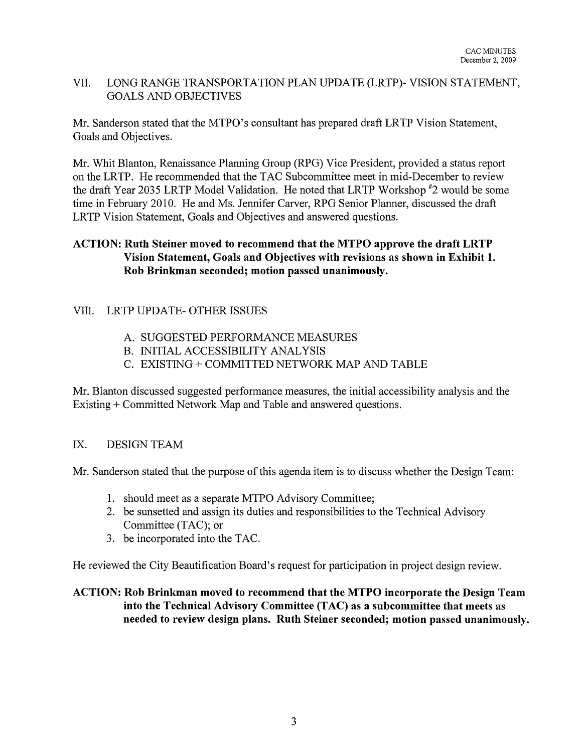## VII. LONG RANGE TRANSPORTATION PLAN UPDATE (LRTP)- VISION STATEMENT, GOALS AND OBJECTIVES

Mr. Sanderson stated that the MTPO's consultant has prepared draft LRTP Vision Statement, Goals and Objectives.

Mr. Whit Blanton, Renaissance Planning Group (RPG) Vice President, provided a status report on the LRTP. He recommended that the TAC Subcommittee meet in mid-December to review the draft Year 2035 LRTP Model Validation. He noted that LRTP Workshop #2 would be some time in February 2010. He and Ms. Jennifer Carver, RPG Senior Planner, discussed the draft LRTP Vision Statement, Goals and Objectives and answered questions.

**ACTION: Ruth Steiner moved to recommend that the MTPO approve the draft LRTP Vision Statement, Goals and Objectives with revisions as shown in Exhibit 1. Rob Brinkman seconded; motion passed unanimously.**

## VIII. LRTP UPDATE- OTHER ISSUES

A. SUGGESTED PERFORMANCE MEASURES
B. INITIAL ACCESSIBILITY ANALYSIS
C. EXISTING + COMMITTED NETWORK MAP AND TABLE

Mr. Blanton discussed suggested performance measures, the initial accessibility analysis and the Existing + Committed Network Map and Table and answered questions.

## IX. DESIGN TEAM

Mr. Sanderson stated that the purpose of this agenda item is to discuss whether the Design Team:

1. should meet as a separate MTPO Advisory Committee;
2. be sunsetted and assign its duties and responsibilities to the Technical Advisory Committee (TAC); or
3. be incorporated into the TAC.

He reviewed the City Beautification Board's request for participation in project design review.

**ACTION: Rob Brinkman moved to recommend that the MTPO incorporate the Design Team into the Technical Advisory Committee (TAC) as a subcommittee that meets as needed to review design plans. Ruth Steiner seconded; motion passed unanimously.**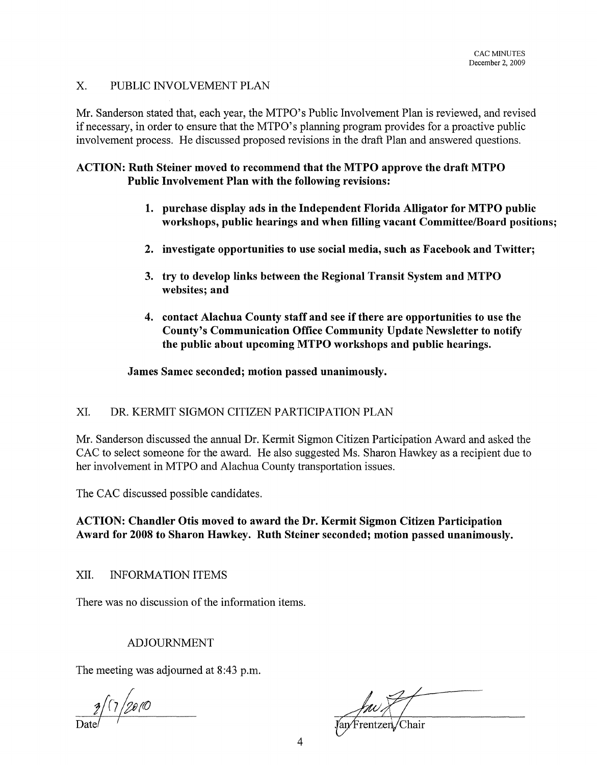## X. PUBLIC INVOLVEMENT PLAN

Mr. Sanderson stated that, each year, the MTPO's Public Involvement Plan is reviewed, and revised if necessary, in order to ensure that the MTPO's planning program provides for a proactive public involvement process. He discussed proposed revisions in the draft Plan and answered questions.

**ACTION: Ruth Steiner moved to recommend that the MTPO approve the draft MTPO Public Involvement Plan with the following revisions:**

1. **purchase display ads in the Independent Florida Alligator for MTPO public workshops, public hearings and when filling vacant Committee/Board positions;**
2. **investigate opportunities to use social media, such as Facebook and Twitter;**
3. **try to develop links between the Regional Transit System and MTPO websites; and**
4. **contact Alachua County staff and see if there are opportunities to use the County's Communication Office Community Update Newsletter to notify the public about upcoming MTPO workshops and public hearings.**

**James Samec seconded; motion passed unanimously.**

## XI. DR. KERMIT SIGMON CITIZEN PARTICIPATION PLAN

Mr. Sanderson discussed the annual Dr. Kermit Sigmon Citizen Participation Award and asked the CAC to select someone for the award. He also suggested Ms. Sharon Hawkey as a recipient due to her involvement in MTPO and Alachua County transportation issues.

The CAC discussed possible candidates.

**ACTION: Chandler Otis moved to award the Dr. Kermit Sigmon Citizen Participation Award for 2008 to Sharon Hawkey. Ruth Steiner seconded; motion passed unanimously.**

## XII. INFORMATION ITEMS

There was no discussion of the information items.

## ADJOURNMENT

The meeting was adjourned at 8:43 p.m.

3/17/2010
Date

Jan Frentzen, Chair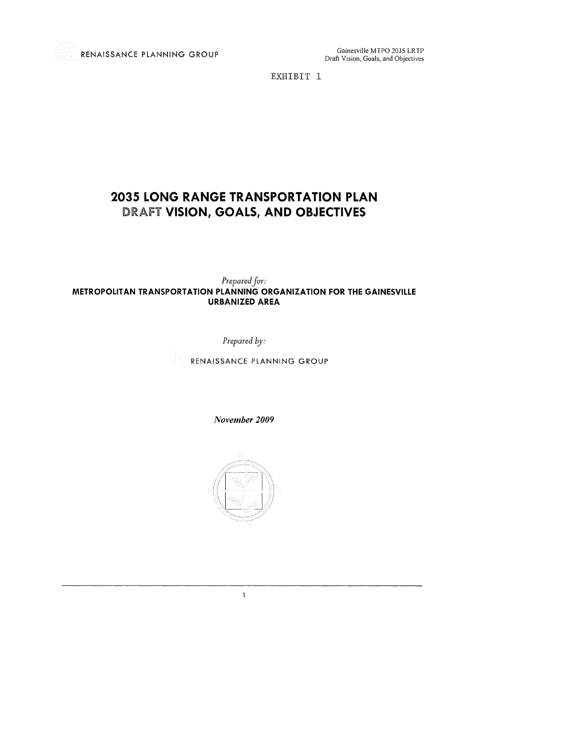EXHIBIT 1

# 2035 LONG RANGE TRANSPORTATION PLAN
# DRAFT VISION, GOALS, AND OBJECTIVES

*Prepared for:*

**METROPOLITAN TRANSPORTATION PLANNING ORGANIZATION FOR THE GAINESVILLE URBANIZED AREA**

*Prepared by:*

RENAISSANCE PLANNING GROUP

***November 2009***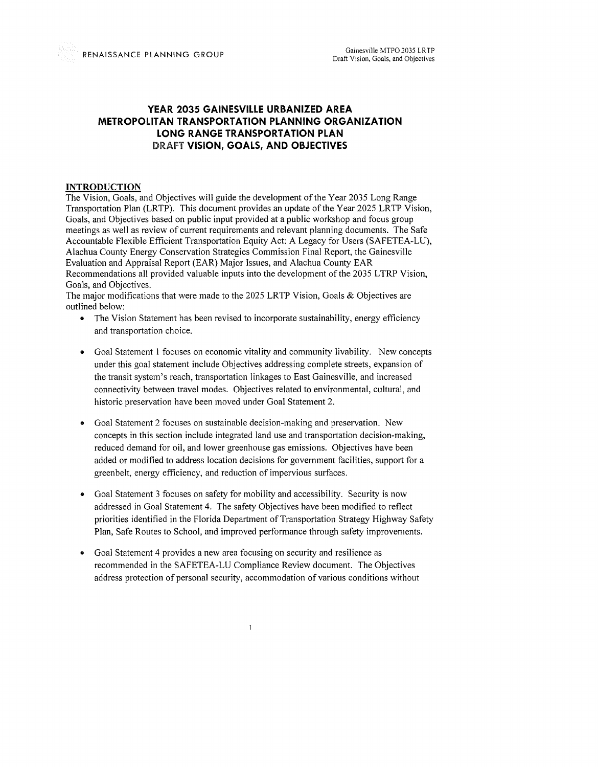# YEAR 2035 GAINESVILLE URBANIZED AREA METROPOLITAN TRANSPORTATION PLANNING ORGANIZATION LONG RANGE TRANSPORTATION PLAN DRAFT VISION, GOALS, AND OBJECTIVES

## INTRODUCTION

The Vision, Goals, and Objectives will guide the development of the Year 2035 Long Range Transportation Plan (LRTP). This document provides an update of the Year 2025 LRTP Vision, Goals, and Objectives based on public input provided at a public workshop and focus group meetings as well as review of current requirements and relevant planning documents. The Safe Accountable Flexible Efficient Transportation Equity Act: A Legacy for Users (SAFETEA-LU), Alachua County Energy Conservation Strategies Commission Final Report, the Gainesville Evaluation and Appraisal Report (EAR) Major Issues, and Alachua County EAR Recommendations all provided valuable inputs into the development of the 2035 LTRP Vision, Goals, and Objectives.

The major modifications that were made to the 2025 LRTP Vision, Goals & Objectives are outlined below:

- The Vision Statement has been revised to incorporate sustainability, energy efficiency and transportation choice.
- Goal Statement 1 focuses on economic vitality and community livability. New concepts under this goal statement include Objectives addressing complete streets, expansion of the transit system's reach, transportation linkages to East Gainesville, and increased connectivity between travel modes. Objectives related to environmental, cultural, and historic preservation have been moved under Goal Statement 2.
- Goal Statement 2 focuses on sustainable decision-making and preservation. New concepts in this section include integrated land use and transportation decision-making, reduced demand for oil, and lower greenhouse gas emissions. Objectives have been added or modified to address location decisions for government facilities, support for a greenbelt, energy efficiency, and reduction of impervious surfaces.
- Goal Statement 3 focuses on safety for mobility and accessibility. Security is now addressed in Goal Statement 4. The safety Objectives have been modified to reflect priorities identified in the Florida Department of Transportation Strategy Highway Safety Plan, Safe Routes to School, and improved performance through safety improvements.
- Goal Statement 4 provides a new area focusing on security and resilience as recommended in the SAFETEA-LU Compliance Review document. The Objectives address protection of personal security, accommodation of various conditions without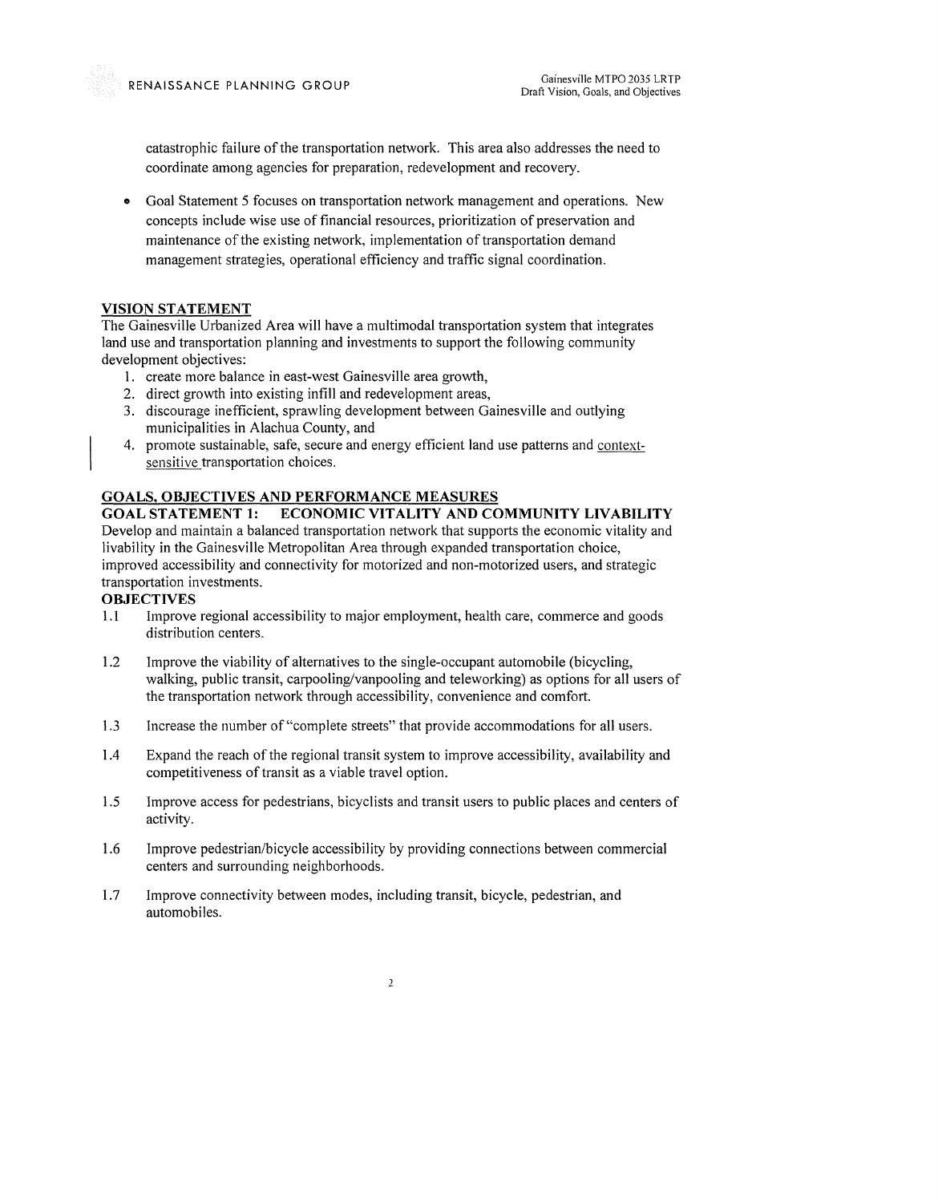catastrophic failure of the transportation network. This area also addresses the need to coordinate among agencies for preparation, redevelopment and recovery.

- Goal Statement 5 focuses on transportation network management and operations. New concepts include wise use of financial resources, prioritization of preservation and maintenance of the existing network, implementation of transportation demand management strategies, operational efficiency and traffic signal coordination.

## VISION STATEMENT

The Gainesville Urbanized Area will have a multimodal transportation system that integrates land use and transportation planning and investments to support the following community development objectives:

1. create more balance in east-west Gainesville area growth,
2. direct growth into existing infill and redevelopment areas,
3. discourage inefficient, sprawling development between Gainesville and outlying municipalities in Alachua County, and
4. promote sustainable, safe, secure and energy efficient land use patterns and context-sensitive transportation choices.

## GOALS, OBJECTIVES AND PERFORMANCE MEASURES

### GOAL STATEMENT 1: ECONOMIC VITALITY AND COMMUNITY LIVABILITY

Develop and maintain a balanced transportation network that supports the economic vitality and livability in the Gainesville Metropolitan Area through expanded transportation choice, improved accessibility and connectivity for motorized and non-motorized users, and strategic transportation investments.

### OBJECTIVES

1.1 Improve regional accessibility to major employment, health care, commerce and goods distribution centers.

1.2 Improve the viability of alternatives to the single-occupant automobile (bicycling, walking, public transit, carpooling/vanpooling and teleworking) as options for all users of the transportation network through accessibility, convenience and comfort.

1.3 Increase the number of "complete streets" that provide accommodations for all users.

1.4 Expand the reach of the regional transit system to improve accessibility, availability and competitiveness of transit as a viable travel option.

1.5 Improve access for pedestrians, bicyclists and transit users to public places and centers of activity.

1.6 Improve pedestrian/bicycle accessibility by providing connections between commercial centers and surrounding neighborhoods.

1.7 Improve connectivity between modes, including transit, bicycle, pedestrian, and automobiles.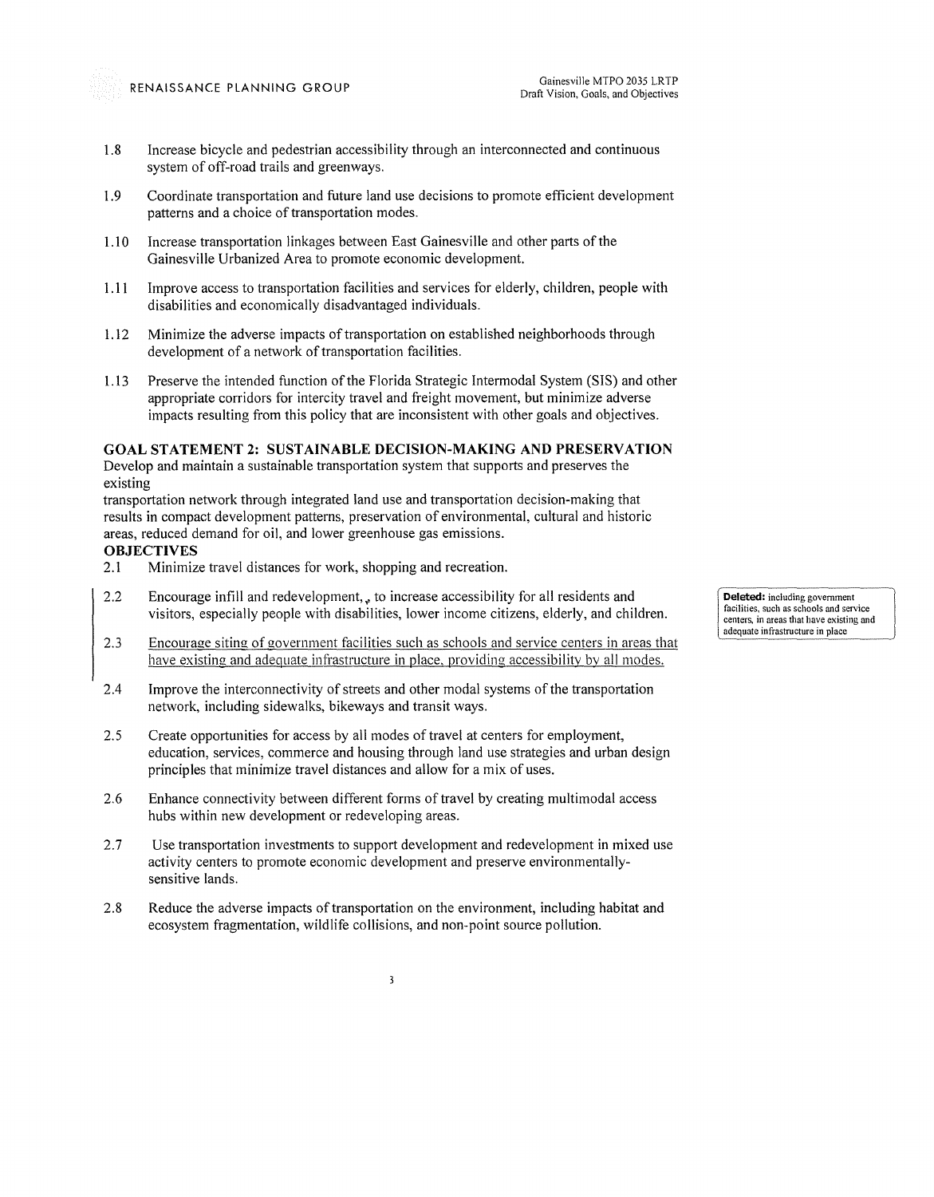1.8 Increase bicycle and pedestrian accessibility through an interconnected and continuous system of off-road trails and greenways.

1.9 Coordinate transportation and future land use decisions to promote efficient development patterns and a choice of transportation modes.

1.10 Increase transportation linkages between East Gainesville and other parts of the Gainesville Urbanized Area to promote economic development.

1.11 Improve access to transportation facilities and services for elderly, children, people with disabilities and economically disadvantaged individuals.

1.12 Minimize the adverse impacts of transportation on established neighborhoods through development of a network of transportation facilities.

1.13 Preserve the intended function of the Florida Strategic Intermodal System (SIS) and other appropriate corridors for intercity travel and freight movement, but minimize adverse impacts resulting from this policy that are inconsistent with other goals and objectives.

**GOAL STATEMENT 2: SUSTAINABLE DECISION-MAKING AND PRESERVATION**

Develop and maintain a sustainable transportation system that supports and preserves the existing
transportation network through integrated land use and transportation decision-making that results in compact development patterns, preservation of environmental, cultural and historic areas, reduced demand for oil, and lower greenhouse gas emissions.

**OBJECTIVES**

2.1 Minimize travel distances for work, shopping and recreation.

2.2 Encourage infill and redevelopment, to increase accessibility for all residents and visitors, especially people with disabilities, lower income citizens, elderly, and children.

**Deleted:** including government facilities, such as schools and service centers, in areas that have existing and adequate infrastructure in place

2.3 Encourage siting of government facilities such as schools and service centers in areas that have existing and adequate infrastructure in place, providing accessibility by all modes.

2.4 Improve the interconnectivity of streets and other modal systems of the transportation network, including sidewalks, bikeways and transit ways.

2.5 Create opportunities for access by all modes of travel at centers for employment, education, services, commerce and housing through land use strategies and urban design principles that minimize travel distances and allow for a mix of uses.

2.6 Enhance connectivity between different forms of travel by creating multimodal access hubs within new development or redeveloping areas.

2.7 Use transportation investments to support development and redevelopment in mixed use activity centers to promote economic development and preserve environmentally-sensitive lands.

2.8 Reduce the adverse impacts of transportation on the environment, including habitat and ecosystem fragmentation, wildlife collisions, and non-point source pollution.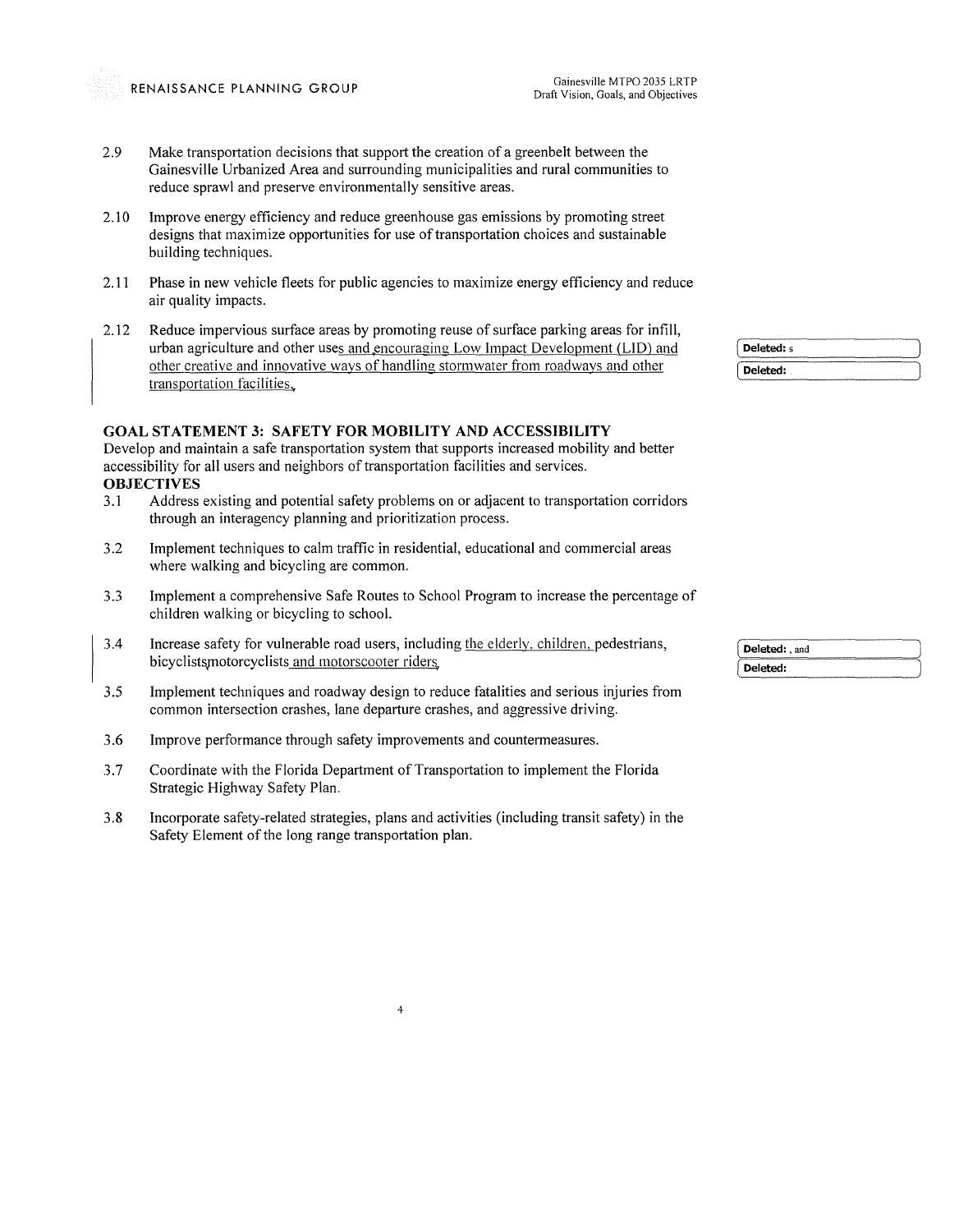2.9 Make transportation decisions that support the creation of a greenbelt between the Gainesville Urbanized Area and surrounding municipalities and rural communities to reduce sprawl and preserve environmentally sensitive areas.

2.10 Improve energy efficiency and reduce greenhouse gas emissions by promoting street designs that maximize opportunities for use of transportation choices and sustainable building techniques.

2.11 Phase in new vehicle fleets for public agencies to maximize energy efficiency and reduce air quality impacts.

2.12 Reduce impervious surface areas by promoting reuse of surface parking areas for infill, urban agriculture and other uses and encouraging Low Impact Development (LID) and other creative and innovative ways of handling stormwater from roadways and other transportation facilities.

Deleted: s

Deleted:

### GOAL STATEMENT 3: SAFETY FOR MOBILITY AND ACCESSIBILITY

Develop and maintain a safe transportation system that supports increased mobility and better accessibility for all users and neighbors of transportation facilities and services.

**OBJECTIVES**

3.1 Address existing and potential safety problems on or adjacent to transportation corridors through an interagency planning and prioritization process.

3.2 Implement techniques to calm traffic in residential, educational and commercial areas where walking and bicycling are common.

3.3 Implement a comprehensive Safe Routes to School Program to increase the percentage of children walking or bicycling to school.

3.4 Increase safety for vulnerable road users, including the elderly, children, pedestrians, bicyclists, motorcyclists and motorscooter riders.

Deleted: , and

Deleted:

3.5 Implement techniques and roadway design to reduce fatalities and serious injuries from common intersection crashes, lane departure crashes, and aggressive driving.

3.6 Improve performance through safety improvements and countermeasures.

3.7 Coordinate with the Florida Department of Transportation to implement the Florida Strategic Highway Safety Plan.

3.8 Incorporate safety-related strategies, plans and activities (including transit safety) in the Safety Element of the long range transportation plan.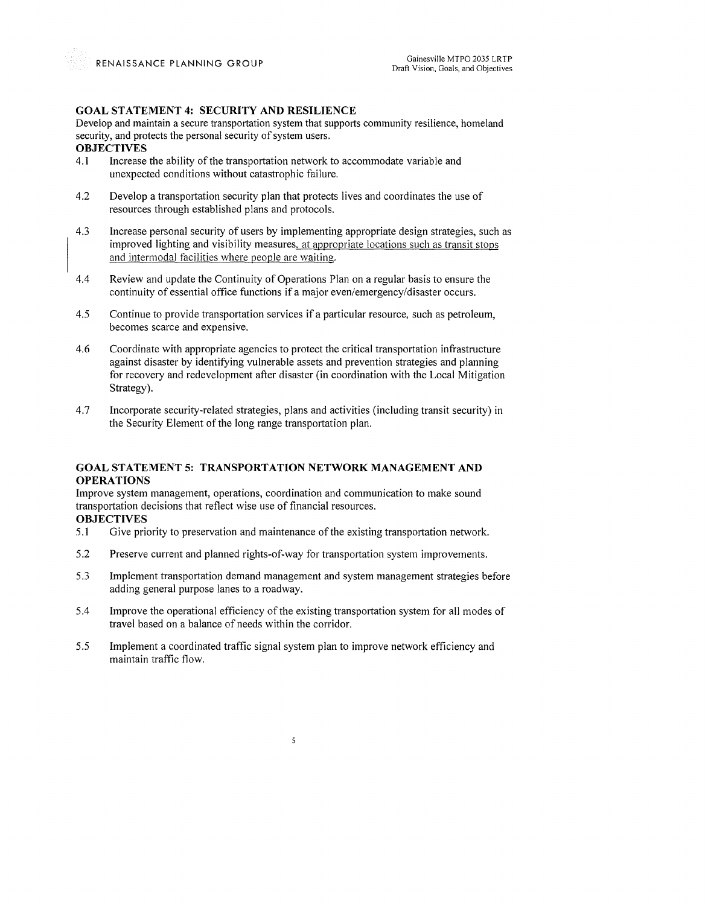### GOAL STATEMENT 4: SECURITY AND RESILIENCE

Develop and maintain a secure transportation system that supports community resilience, homeland security, and protects the personal security of system users.

**OBJECTIVES**

4.1 Increase the ability of the transportation network to accommodate variable and unexpected conditions without catastrophic failure.

4.2 Develop a transportation security plan that protects lives and coordinates the use of resources through established plans and protocols.

4.3 Increase personal security of users by implementing appropriate design strategies, such as improved lighting and visibility measures, at appropriate locations such as transit stops and intermodal facilities where people are waiting.

4.4 Review and update the Continuity of Operations Plan on a regular basis to ensure the continuity of essential office functions if a major even/emergency/disaster occurs.

4.5 Continue to provide transportation services if a particular resource, such as petroleum, becomes scarce and expensive.

4.6 Coordinate with appropriate agencies to protect the critical transportation infrastructure against disaster by identifying vulnerable assets and prevention strategies and planning for recovery and redevelopment after disaster (in coordination with the Local Mitigation Strategy).

4.7 Incorporate security-related strategies, plans and activities (including transit security) in the Security Element of the long range transportation plan.

### GOAL STATEMENT 5: TRANSPORTATION NETWORK MANAGEMENT AND OPERATIONS

Improve system management, operations, coordination and communication to make sound transportation decisions that reflect wise use of financial resources.

**OBJECTIVES**

5.1 Give priority to preservation and maintenance of the existing transportation network.

5.2 Preserve current and planned rights-of-way for transportation system improvements.

5.3 Implement transportation demand management and system management strategies before adding general purpose lanes to a roadway.

5.4 Improve the operational efficiency of the existing transportation system for all modes of travel based on a balance of needs within the corridor.

5.5 Implement a coordinated traffic signal system plan to improve network efficiency and maintain traffic flow.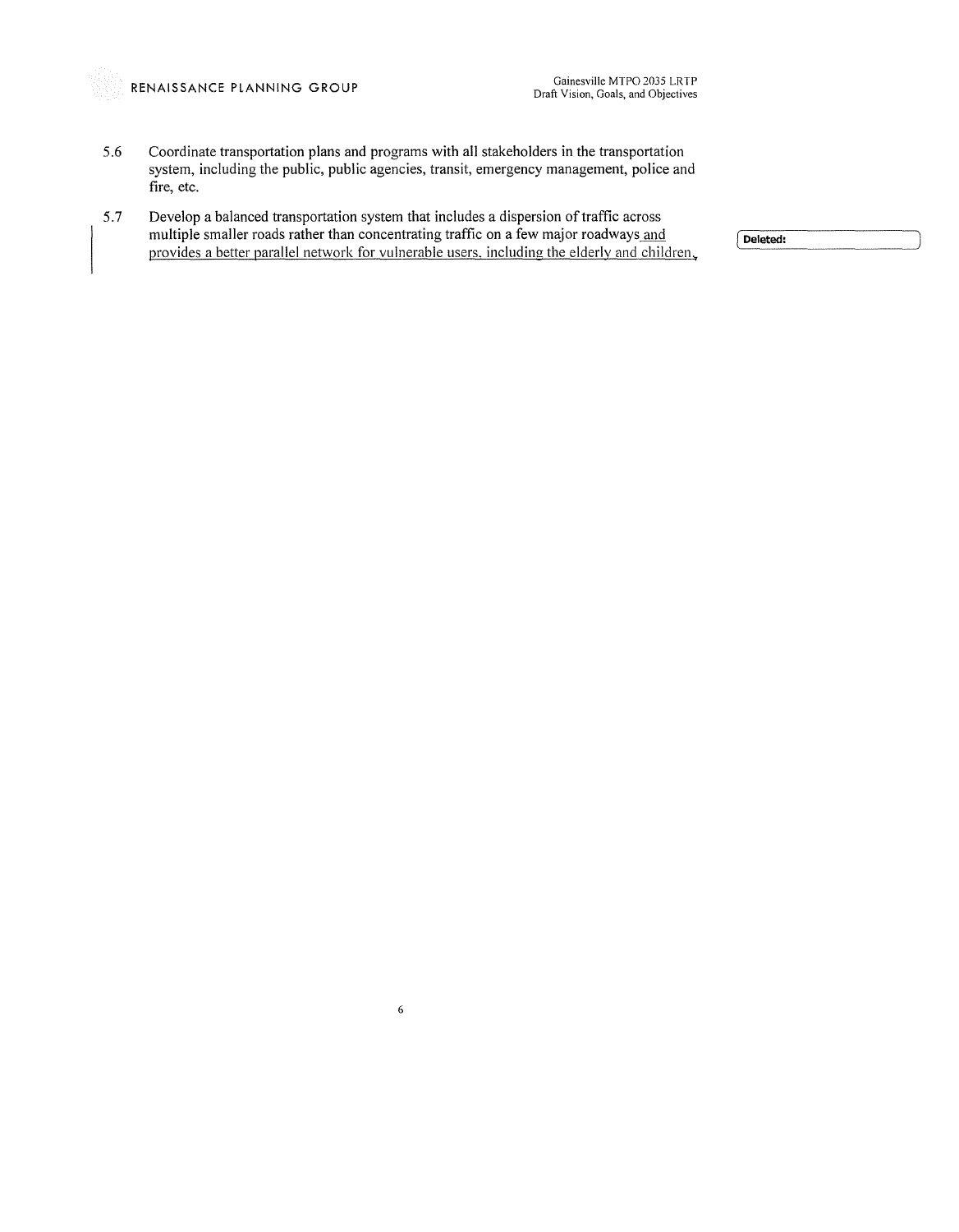5.6 Coordinate transportation plans and programs with all stakeholders in the transportation system, including the public, public agencies, transit, emergency management, police and fire, etc.

5.7 Develop a balanced transportation system that includes a dispersion of traffic across multiple smaller roads rather than concentrating traffic on a few major roadways and provides a better parallel network for vulnerable users, including the elderly and children.

Deleted: